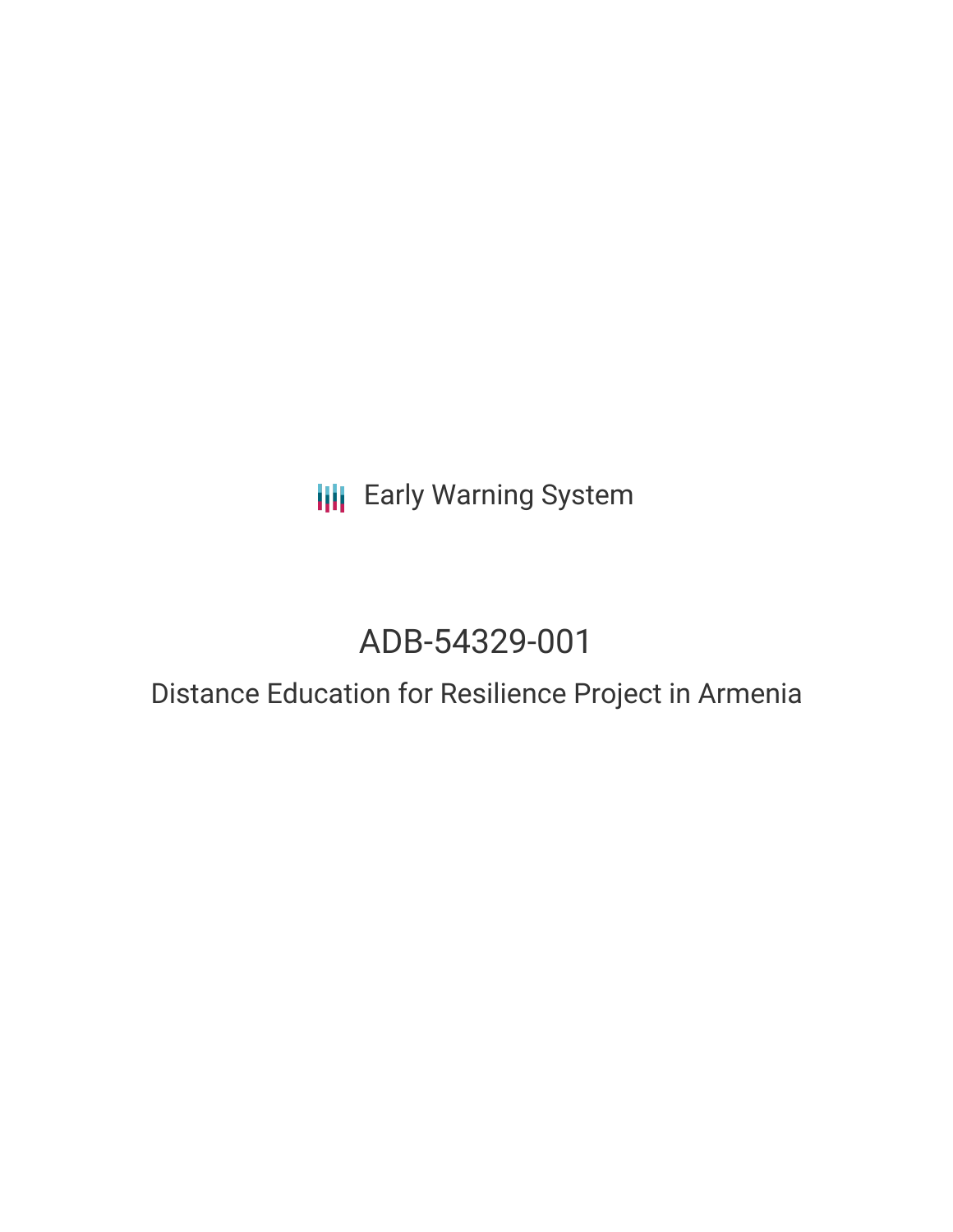Early Warning System

# ADB-54329-001

## Distance Education for Resilience Project in Armenia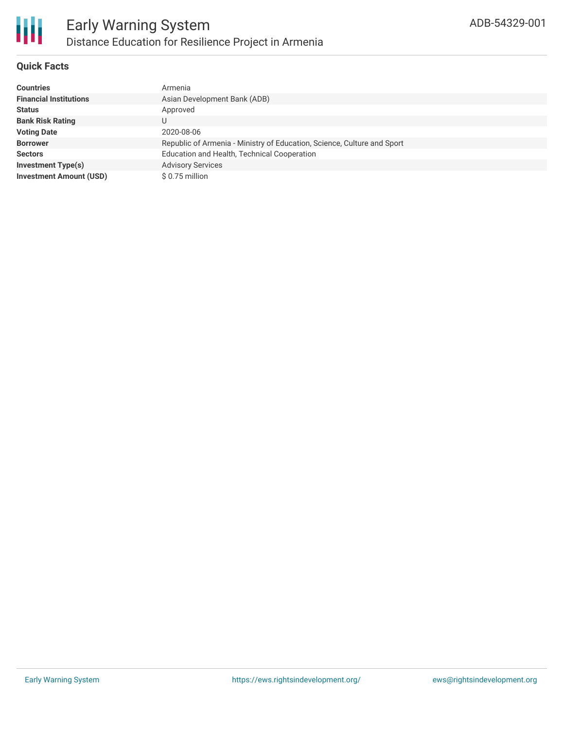## Quick Facts

| | |
|---|---|
| **Countries** | Armenia |
| **Financial Institutions** | Asian Development Bank (ADB) |
| **Status** | Approved |
| **Bank Risk Rating** | U |
| **Voting Date** | 2020-08-06 |
| **Borrower** | Republic of Armenia - Ministry of Education, Science, Culture and Sport |
| **Sectors** | Education and Health, Technical Cooperation |
| **Investment Type(s)** | Advisory Services |
| **Investment Amount (USD)** | $ 0.75 million |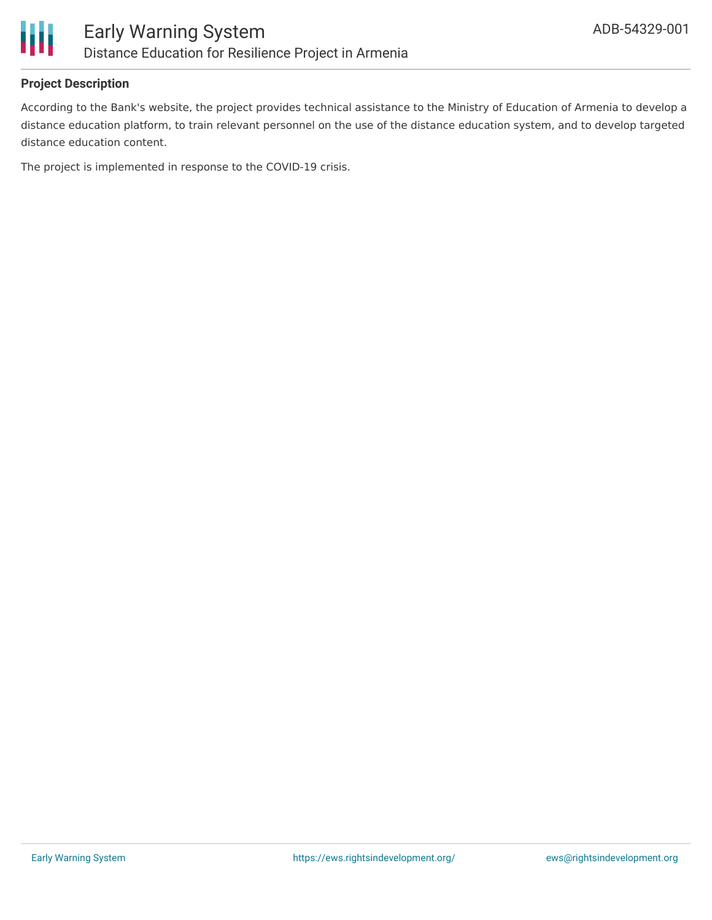**Project Description**

According to the Bank's website, the project provides technical assistance to the Ministry of Education of Armenia to develop a distance education platform, to train relevant personnel on the use of the distance education system, and to develop targeted distance education content.

The project is implemented in response to the COVID-19 crisis.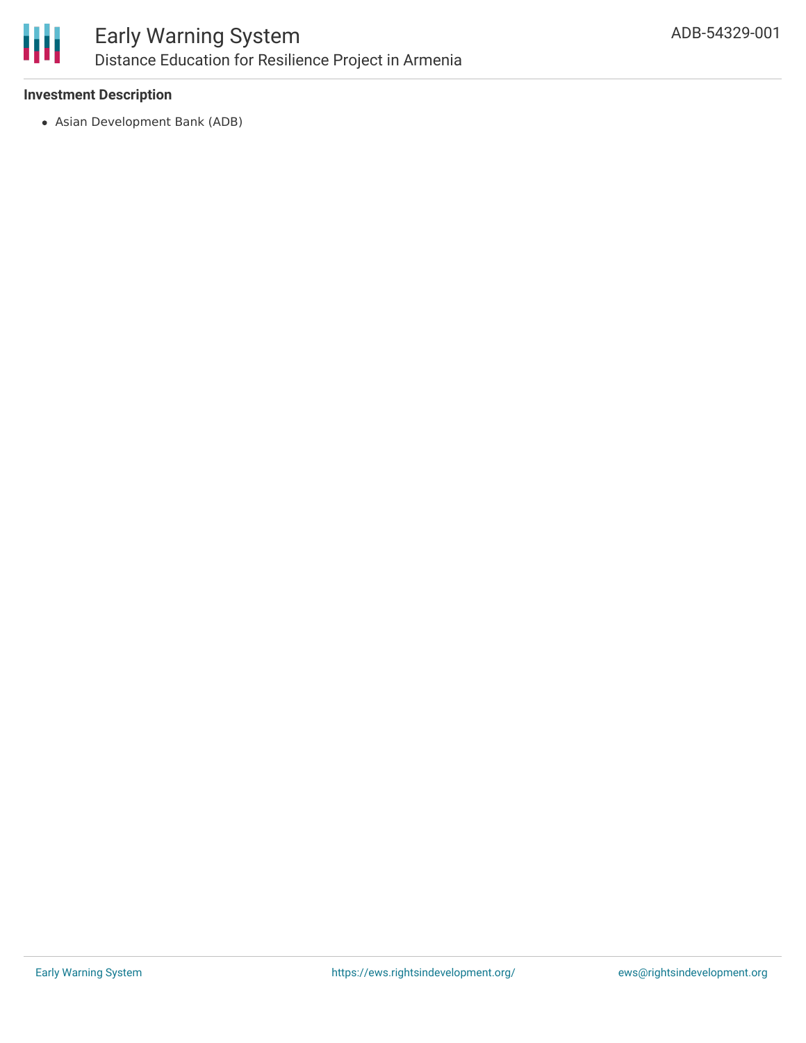### Investment Description

- Asian Development Bank (ADB)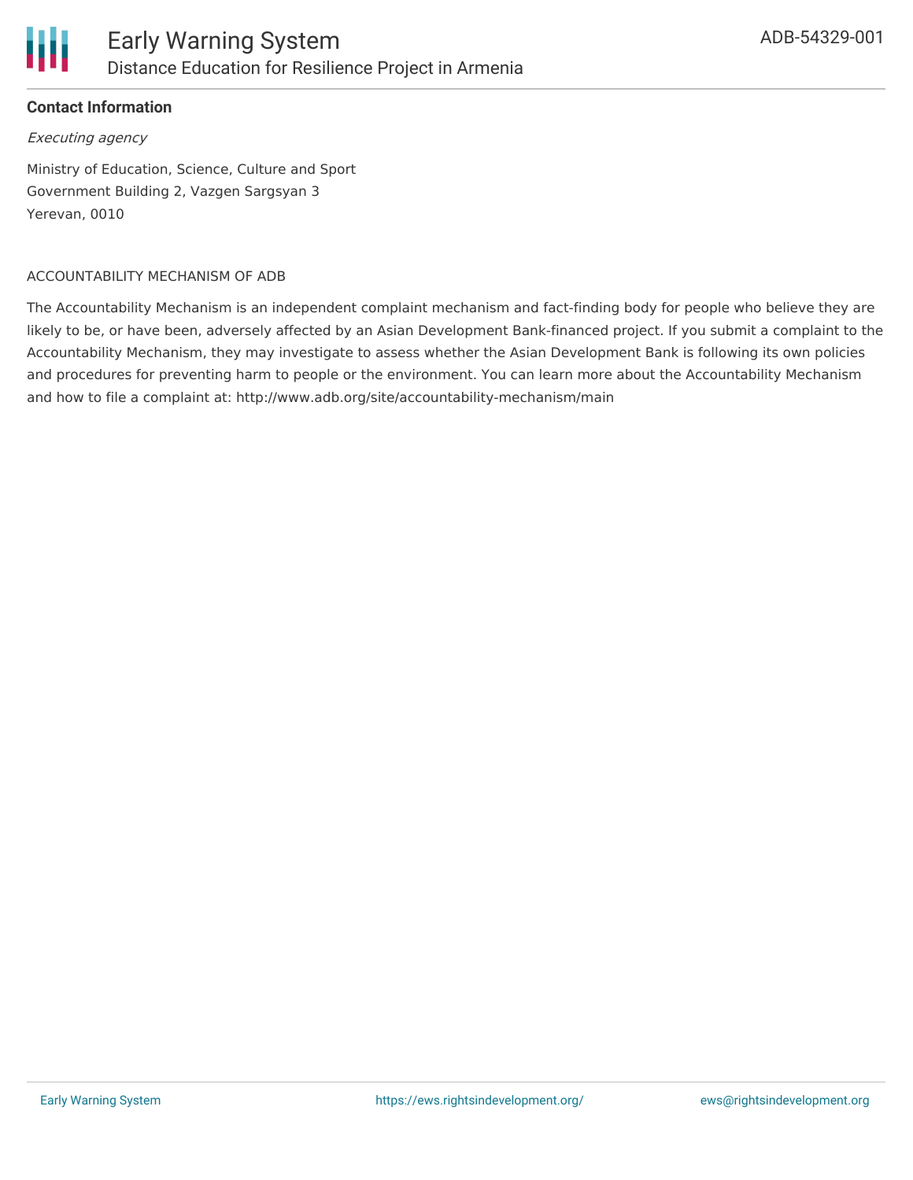**Contact Information**

*Executing agency*

Ministry of Education, Science, Culture and Sport
Government Building 2, Vazgen Sargsyan 3
Yerevan, 0010

ACCOUNTABILITY MECHANISM OF ADB

The Accountability Mechanism is an independent complaint mechanism and fact-finding body for people who believe they are likely to be, or have been, adversely affected by an Asian Development Bank-financed project. If you submit a complaint to the Accountability Mechanism, they may investigate to assess whether the Asian Development Bank is following its own policies and procedures for preventing harm to people or the environment. You can learn more about the Accountability Mechanism and how to file a complaint at: http://www.adb.org/site/accountability-mechanism/main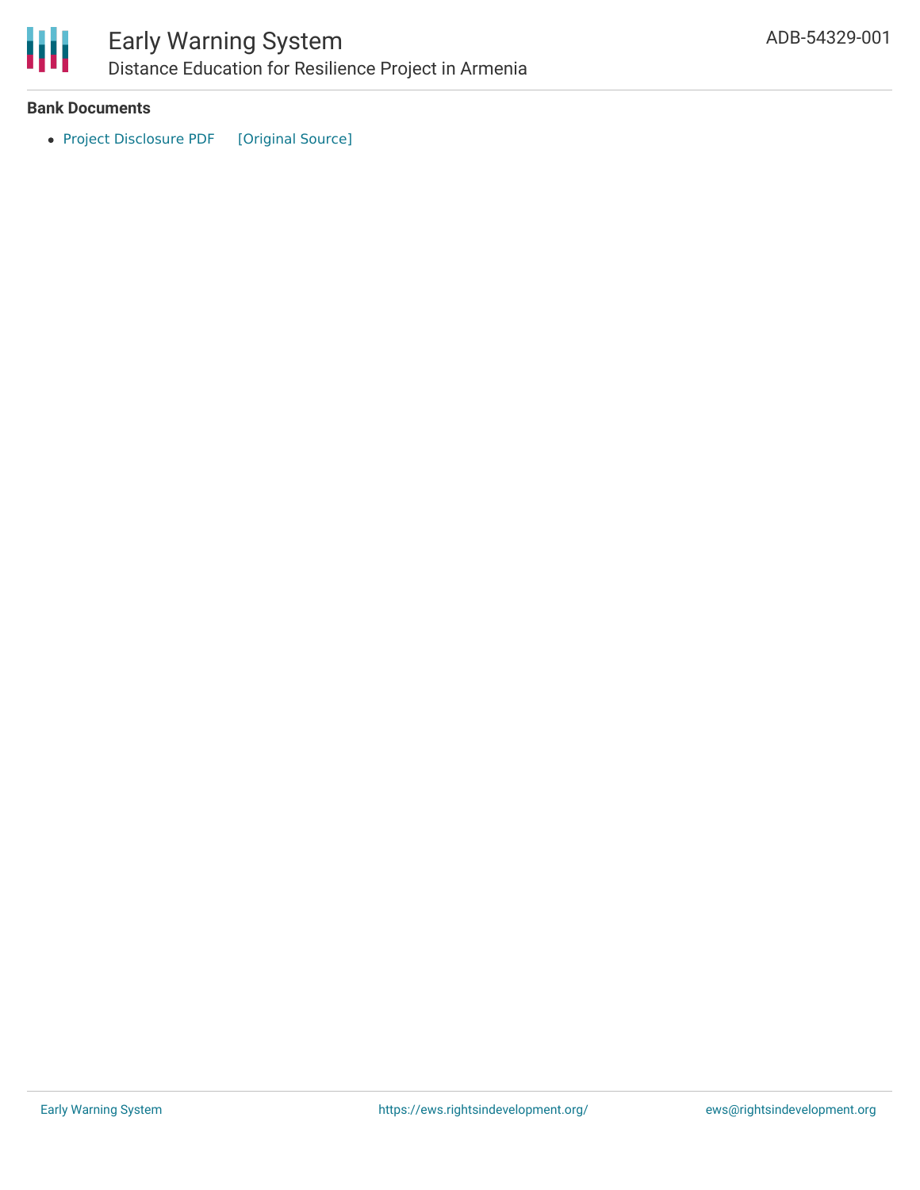**Bank Documents**

- Project Disclosure PDF [Original Source]